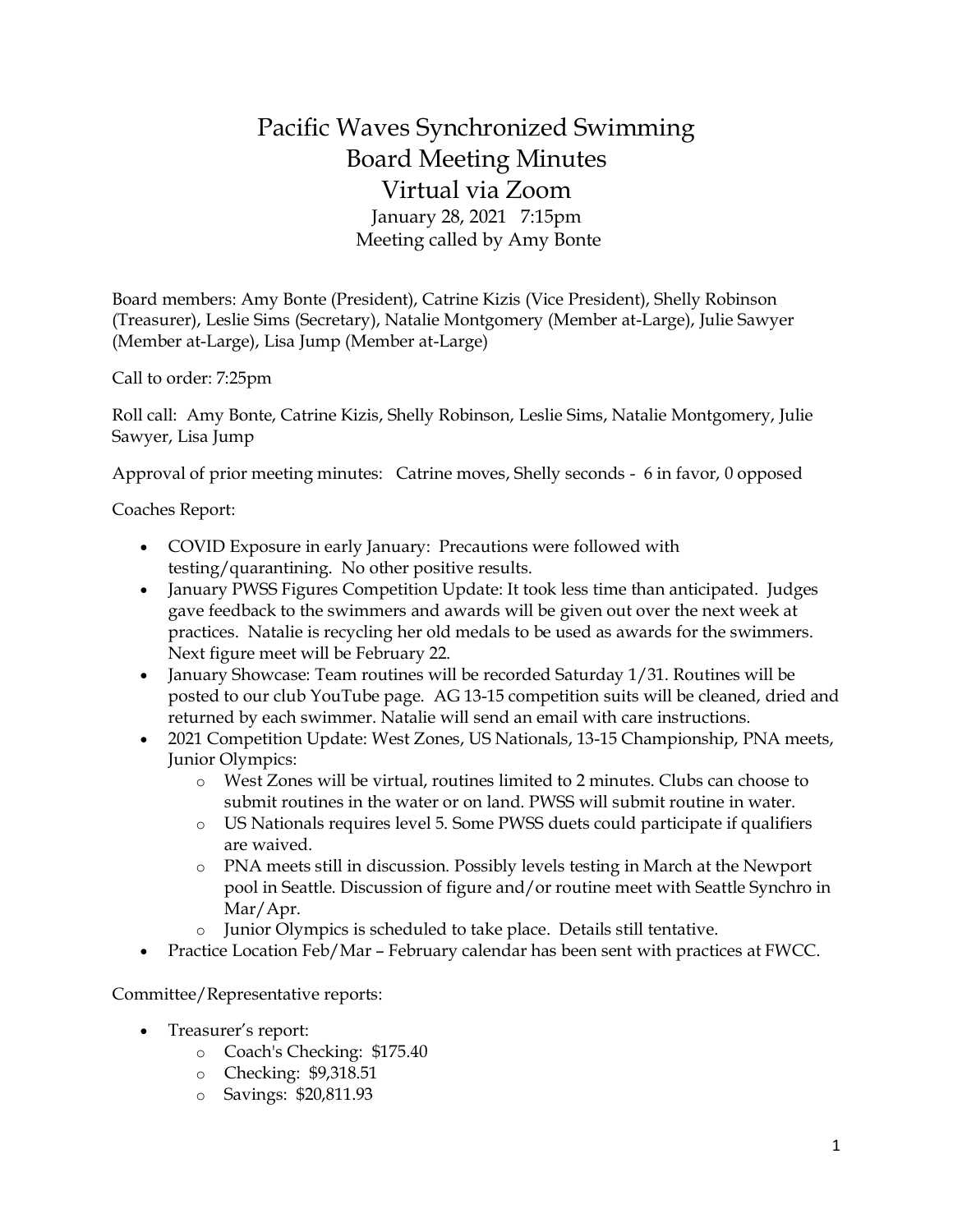# Pacific Waves Synchronized Swimming
# Board Meeting Minutes
# Virtual via Zoom

January 28, 2021 7:15pm
Meeting called by Amy Bonte

Board members: Amy Bonte (President), Catrine Kizis (Vice President), Shelly Robinson (Treasurer), Leslie Sims (Secretary), Natalie Montgomery (Member at-Large), Julie Sawyer (Member at-Large), Lisa Jump (Member at-Large)

Call to order: 7:25pm

Roll call: Amy Bonte, Catrine Kizis, Shelly Robinson, Leslie Sims, Natalie Montgomery, Julie Sawyer, Lisa Jump

Approval of prior meeting minutes: Catrine moves, Shelly seconds - 6 in favor, 0 opposed

Coaches Report:

- COVID Exposure in early January: Precautions were followed with testing/quarantining. No other positive results.
- January PWSS Figures Competition Update: It took less time than anticipated. Judges gave feedback to the swimmers and awards will be given out over the next week at practices. Natalie is recycling her old medals to be used as awards for the swimmers. Next figure meet will be February 22.
- January Showcase: Team routines will be recorded Saturday 1/31. Routines will be posted to our club YouTube page. AG 13-15 competition suits will be cleaned, dried and returned by each swimmer. Natalie will send an email with care instructions.
- 2021 Competition Update: West Zones, US Nationals, 13-15 Championship, PNA meets, Junior Olympics:
  - West Zones will be virtual, routines limited to 2 minutes. Clubs can choose to submit routines in the water or on land. PWSS will submit routine in water.
  - US Nationals requires level 5. Some PWSS duets could participate if qualifiers are waived.
  - PNA meets still in discussion. Possibly levels testing in March at the Newport pool in Seattle. Discussion of figure and/or routine meet with Seattle Synchro in Mar/Apr.
  - Junior Olympics is scheduled to take place. Details still tentative.
- Practice Location Feb/Mar – February calendar has been sent with practices at FWCC.

Committee/Representative reports:

- Treasurer's report:
  - Coach's Checking: $175.40
  - Checking: $9,318.51
  - Savings: $20,811.93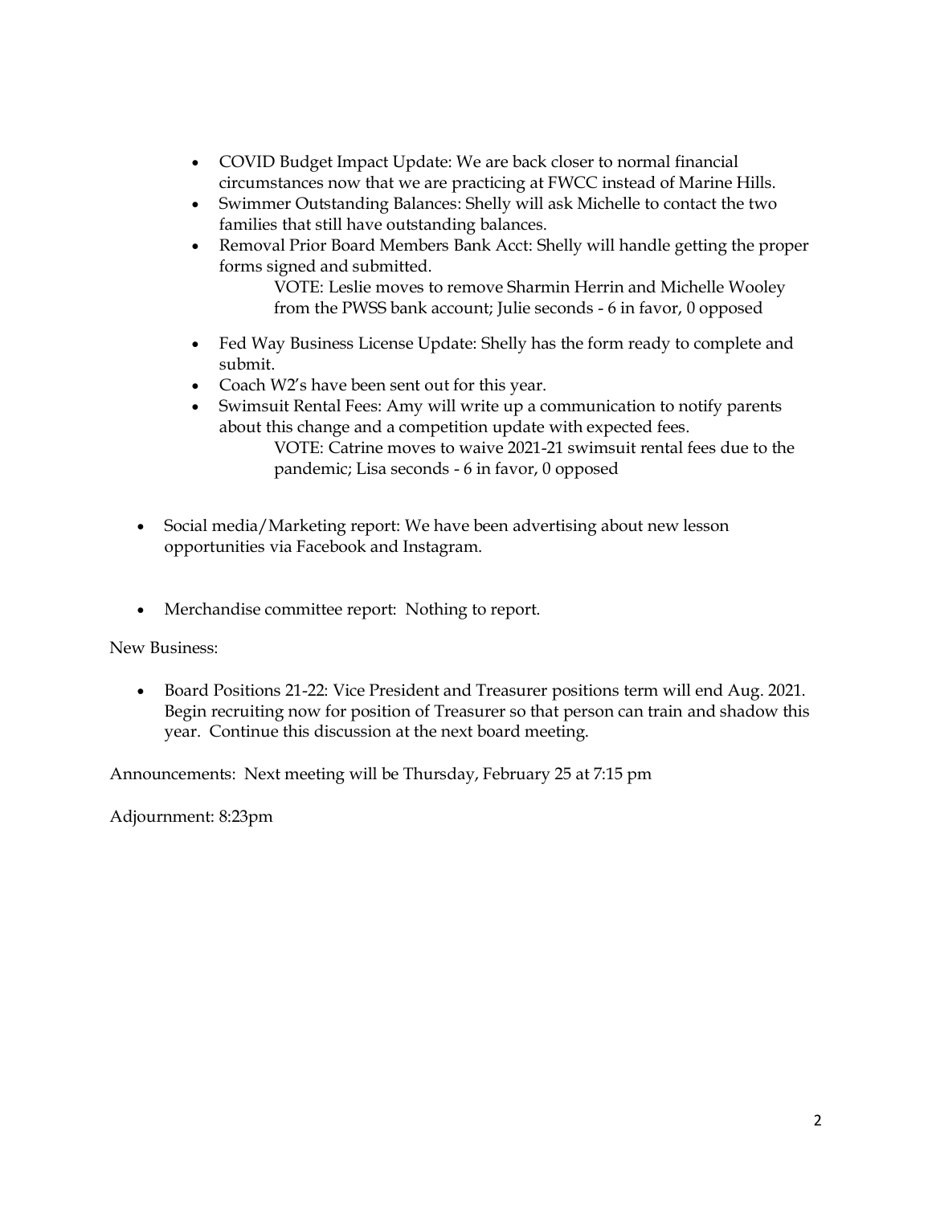- COVID Budget Impact Update: We are back closer to normal financial circumstances now that we are practicing at FWCC instead of Marine Hills.
- Swimmer Outstanding Balances: Shelly will ask Michelle to contact the two families that still have outstanding balances.
- Removal Prior Board Members Bank Acct: Shelly will handle getting the proper forms signed and submitted.

  VOTE: Leslie moves to remove Sharmin Herrin and Michelle Wooley from the PWSS bank account; Julie seconds - 6 in favor, 0 opposed

- Fed Way Business License Update: Shelly has the form ready to complete and submit.
- Coach W2's have been sent out for this year.
- Swimsuit Rental Fees: Amy will write up a communication to notify parents about this change and a competition update with expected fees.

  VOTE: Catrine moves to waive 2021-21 swimsuit rental fees due to the pandemic; Lisa seconds - 6 in favor, 0 opposed

- Social media/Marketing report: We have been advertising about new lesson opportunities via Facebook and Instagram.

- Merchandise committee report: Nothing to report.

New Business:

- Board Positions 21-22: Vice President and Treasurer positions term will end Aug. 2021. Begin recruiting now for position of Treasurer so that person can train and shadow this year. Continue this discussion at the next board meeting.

Announcements: Next meeting will be Thursday, February 25 at 7:15 pm

Adjournment: 8:23pm